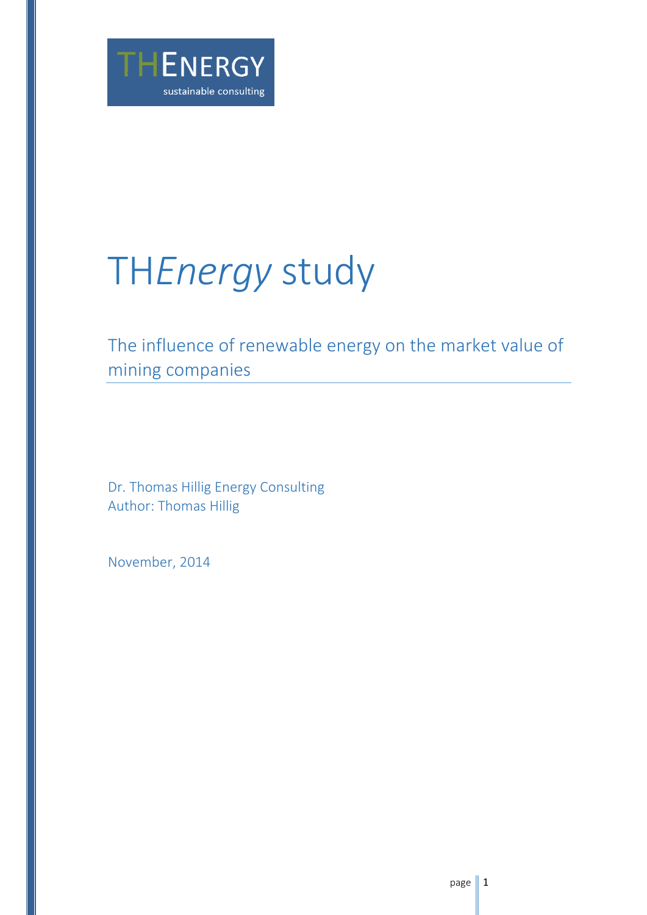THENERGY
sustainable consulting

# TH*Energy* study

## The influence of renewable energy on the market value of mining companies

Dr. Thomas Hillig Energy Consulting
Author: Thomas Hillig

November, 2014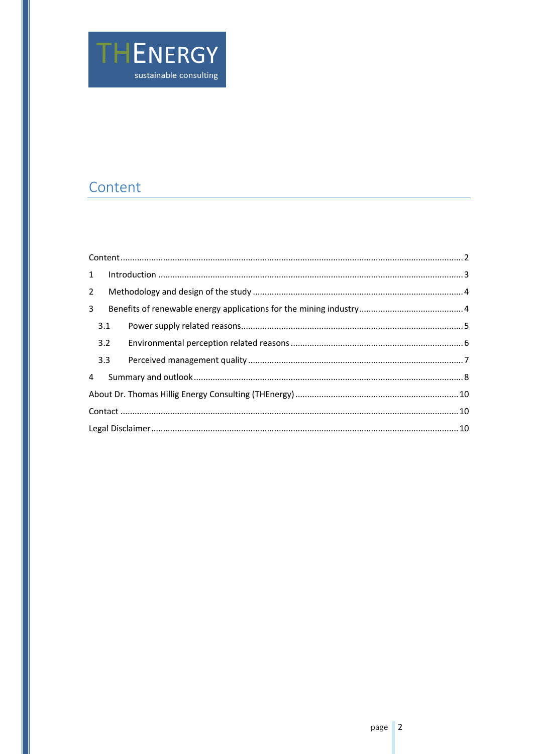THENERGY
sustainable consulting

# Content

Content ................................................................................................................ 2

1 Introduction ....................................................................................................... 3

2 Methodology and design of the study ................................................................ 4

3 Benefits of renewable energy applications for the mining industry ..................... 4

3.1 Power supply related reasons ........................................................................ 5

3.2 Environmental perception related reasons .................................................... 6

3.3 Perceived management quality ..................................................................... 7

4 Summary and outlook ........................................................................................ 8

About Dr. Thomas Hillig Energy Consulting (THEnergy) ........................................ 10

Contact .................................................................................................................. 10

Legal Disclaimer .................................................................................................... 10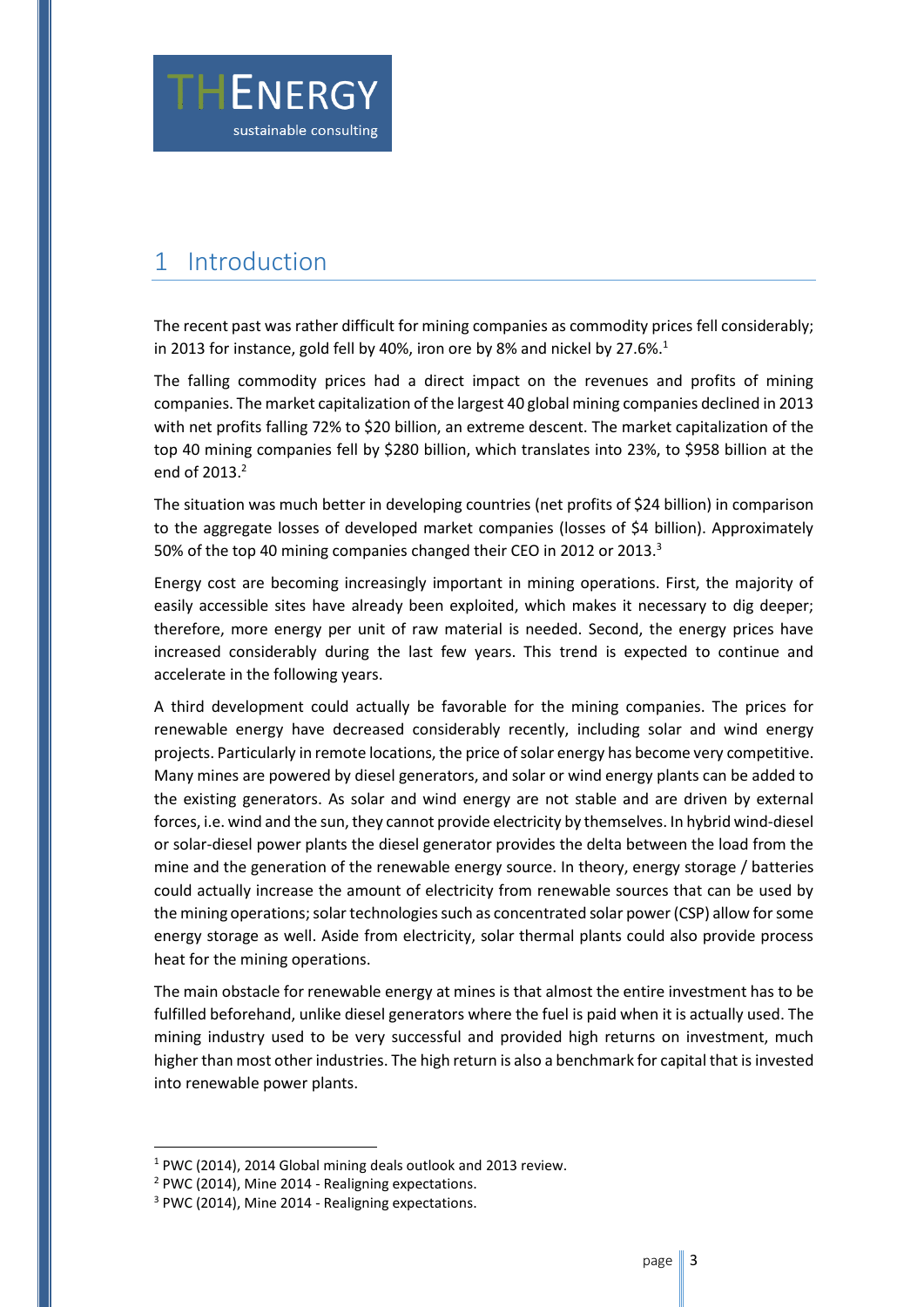# 1 Introduction

The recent past was rather difficult for mining companies as commodity prices fell considerably; in 2013 for instance, gold fell by 40%, iron ore by 8% and nickel by 27.6%.[1]

The falling commodity prices had a direct impact on the revenues and profits of mining companies. The market capitalization of the largest 40 global mining companies declined in 2013 with net profits falling 72% to $20 billion, an extreme descent. The market capitalization of the top 40 mining companies fell by $280 billion, which translates into 23%, to $958 billion at the end of 2013.[2]

The situation was much better in developing countries (net profits of $24 billion) in comparison to the aggregate losses of developed market companies (losses of $4 billion). Approximately 50% of the top 40 mining companies changed their CEO in 2012 or 2013.[3]

Energy cost are becoming increasingly important in mining operations. First, the majority of easily accessible sites have already been exploited, which makes it necessary to dig deeper; therefore, more energy per unit of raw material is needed. Second, the energy prices have increased considerably during the last few years. This trend is expected to continue and accelerate in the following years.

A third development could actually be favorable for the mining companies. The prices for renewable energy have decreased considerably recently, including solar and wind energy projects. Particularly in remote locations, the price of solar energy has become very competitive. Many mines are powered by diesel generators, and solar or wind energy plants can be added to the existing generators. As solar and wind energy are not stable and are driven by external forces, i.e. wind and the sun, they cannot provide electricity by themselves. In hybrid wind-diesel or solar-diesel power plants the diesel generator provides the delta between the load from the mine and the generation of the renewable energy source. In theory, energy storage / batteries could actually increase the amount of electricity from renewable sources that can be used by the mining operations; solar technologies such as concentrated solar power (CSP) allow for some energy storage as well. Aside from electricity, solar thermal plants could also provide process heat for the mining operations.

The main obstacle for renewable energy at mines is that almost the entire investment has to be fulfilled beforehand, unlike diesel generators where the fuel is paid when it is actually used. The mining industry used to be very successful and provided high returns on investment, much higher than most other industries. The high return is also a benchmark for capital that is invested into renewable power plants.

---

[1] PWC (2014), 2014 Global mining deals outlook and 2013 review.

[2] PWC (2014), Mine 2014 - Realigning expectations.

[3] PWC (2014), Mine 2014 - Realigning expectations.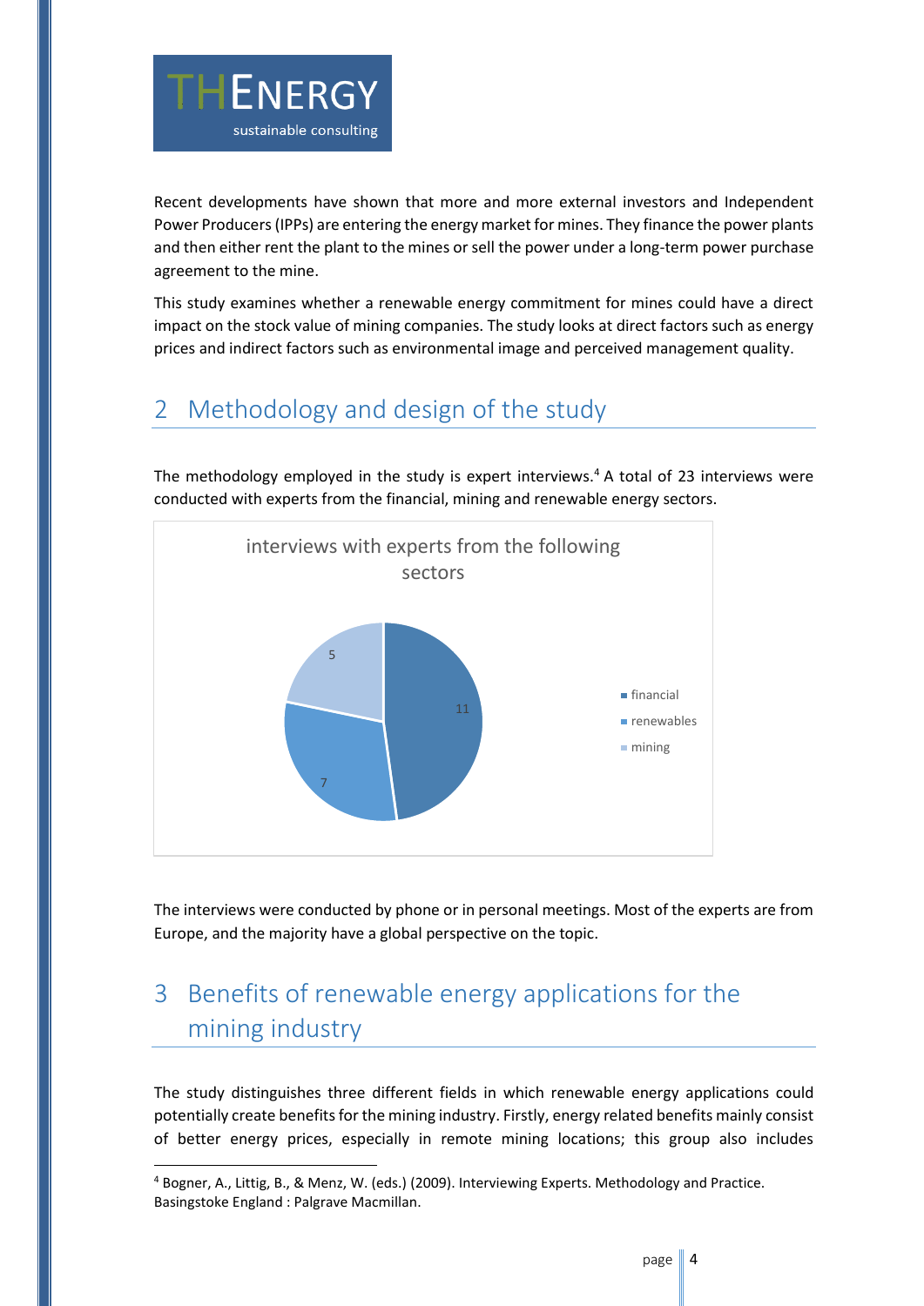Recent developments have shown that more and more external investors and Independent Power Producers (IPPs) are entering the energy market for mines. They finance the power plants and then either rent the plant to the mines or sell the power under a long-term power purchase agreement to the mine.

This study examines whether a renewable energy commitment for mines could have a direct impact on the stock value of mining companies. The study looks at direct factors such as energy prices and indirect factors such as environmental image and perceived management quality.

## 2 Methodology and design of the study

The methodology employed in the study is expert interviews.[4] A total of 23 interviews were conducted with experts from the financial, mining and renewable energy sectors.

interviews with experts from the following sectors

| Sector | Number |
|---|---|
| financial | 11 |
| renewables | 7 |
| mining | 5 |

The interviews were conducted by phone or in personal meetings. Most of the experts are from Europe, and the majority have a global perspective on the topic.

## 3 Benefits of renewable energy applications for the mining industry

The study distinguishes three different fields in which renewable energy applications could potentially create benefits for the mining industry. Firstly, energy related benefits mainly consist of better energy prices, especially in remote mining locations; this group also includes

[4] Bogner, A., Littig, B., & Menz, W. (eds.) (2009). Interviewing Experts. Methodology and Practice. Basingstoke England : Palgrave Macmillan.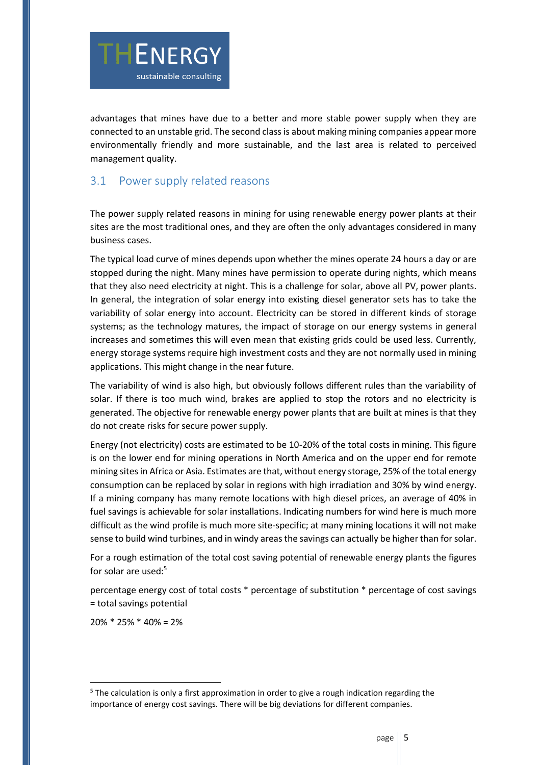advantages that mines have due to a better and more stable power supply when they are connected to an unstable grid. The second class is about making mining companies appear more environmentally friendly and more sustainable, and the last area is related to perceived management quality.

## 3.1 Power supply related reasons

The power supply related reasons in mining for using renewable energy power plants at their sites are the most traditional ones, and they are often the only advantages considered in many business cases.

The typical load curve of mines depends upon whether the mines operate 24 hours a day or are stopped during the night. Many mines have permission to operate during nights, which means that they also need electricity at night. This is a challenge for solar, above all PV, power plants. In general, the integration of solar energy into existing diesel generator sets has to take the variability of solar energy into account. Electricity can be stored in different kinds of storage systems; as the technology matures, the impact of storage on our energy systems in general increases and sometimes this will even mean that existing grids could be used less. Currently, energy storage systems require high investment costs and they are not normally used in mining applications. This might change in the near future.

The variability of wind is also high, but obviously follows different rules than the variability of solar. If there is too much wind, brakes are applied to stop the rotors and no electricity is generated. The objective for renewable energy power plants that are built at mines is that they do not create risks for secure power supply.

Energy (not electricity) costs are estimated to be 10-20% of the total costs in mining. This figure is on the lower end for mining operations in North America and on the upper end for remote mining sites in Africa or Asia. Estimates are that, without energy storage, 25% of the total energy consumption can be replaced by solar in regions with high irradiation and 30% by wind energy. If a mining company has many remote locations with high diesel prices, an average of 40% in fuel savings is achievable for solar installations. Indicating numbers for wind here is much more difficult as the wind profile is much more site-specific; at many mining locations it will not make sense to build wind turbines, and in windy areas the savings can actually be higher than for solar.

For a rough estimation of the total cost saving potential of renewable energy plants the figures for solar are used:[5]

percentage energy cost of total costs * percentage of substitution * percentage of cost savings = total savings potential

20% * 25% * 40% = 2%

[5] The calculation is only a first approximation in order to give a rough indication regarding the importance of energy cost savings. There will be big deviations for different companies.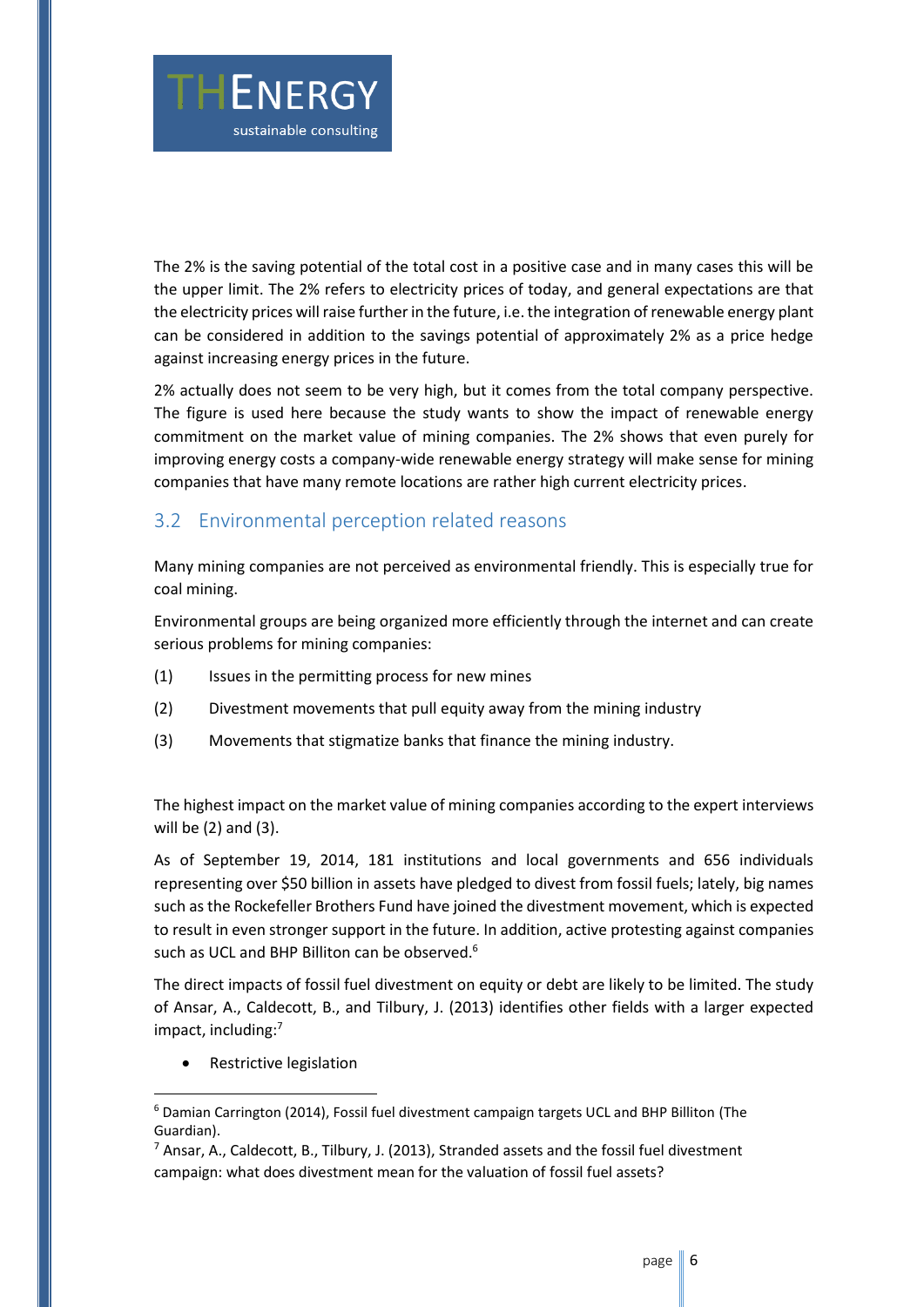The 2% is the saving potential of the total cost in a positive case and in many cases this will be the upper limit. The 2% refers to electricity prices of today, and general expectations are that the electricity prices will raise further in the future, i.e. the integration of renewable energy plant can be considered in addition to the savings potential of approximately 2% as a price hedge against increasing energy prices in the future.

2% actually does not seem to be very high, but it comes from the total company perspective. The figure is used here because the study wants to show the impact of renewable energy commitment on the market value of mining companies. The 2% shows that even purely for improving energy costs a company-wide renewable energy strategy will make sense for mining companies that have many remote locations are rather high current electricity prices.

## 3.2 Environmental perception related reasons

Many mining companies are not perceived as environmental friendly. This is especially true for coal mining.

Environmental groups are being organized more efficiently through the internet and can create serious problems for mining companies:

(1) Issues in the permitting process for new mines

(2) Divestment movements that pull equity away from the mining industry

(3) Movements that stigmatize banks that finance the mining industry.

The highest impact on the market value of mining companies according to the expert interviews will be (2) and (3).

As of September 19, 2014, 181 institutions and local governments and 656 individuals representing over $50 billion in assets have pledged to divest from fossil fuels; lately, big names such as the Rockefeller Brothers Fund have joined the divestment movement, which is expected to result in even stronger support in the future. In addition, active protesting against companies such as UCL and BHP Billiton can be observed.[6]

The direct impacts of fossil fuel divestment on equity or debt are likely to be limited. The study of Ansar, A., Caldecott, B., and Tilbury, J. (2013) identifies other fields with a larger expected impact, including:[7]

- Restrictive legislation

---

[6] Damian Carrington (2014), Fossil fuel divestment campaign targets UCL and BHP Billiton (The Guardian).

[7] Ansar, A., Caldecott, B., Tilbury, J. (2013), Stranded assets and the fossil fuel divestment campaign: what does divestment mean for the valuation of fossil fuel assets?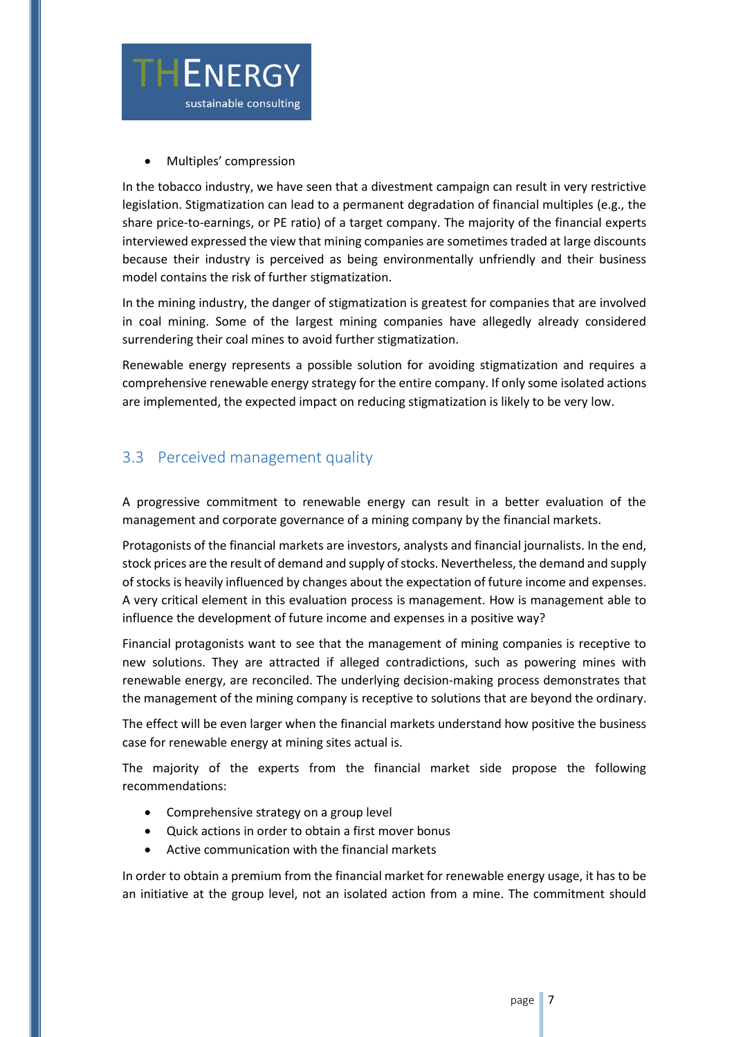- Multiples' compression

In the tobacco industry, we have seen that a divestment campaign can result in very restrictive legislation. Stigmatization can lead to a permanent degradation of financial multiples (e.g., the share price-to-earnings, or PE ratio) of a target company. The majority of the financial experts interviewed expressed the view that mining companies are sometimes traded at large discounts because their industry is perceived as being environmentally unfriendly and their business model contains the risk of further stigmatization.

In the mining industry, the danger of stigmatization is greatest for companies that are involved in coal mining. Some of the largest mining companies have allegedly already considered surrendering their coal mines to avoid further stigmatization.

Renewable energy represents a possible solution for avoiding stigmatization and requires a comprehensive renewable energy strategy for the entire company. If only some isolated actions are implemented, the expected impact on reducing stigmatization is likely to be very low.

## 3.3 Perceived management quality

A progressive commitment to renewable energy can result in a better evaluation of the management and corporate governance of a mining company by the financial markets.

Protagonists of the financial markets are investors, analysts and financial journalists. In the end, stock prices are the result of demand and supply of stocks. Nevertheless, the demand and supply of stocks is heavily influenced by changes about the expectation of future income and expenses. A very critical element in this evaluation process is management. How is management able to influence the development of future income and expenses in a positive way?

Financial protagonists want to see that the management of mining companies is receptive to new solutions. They are attracted if alleged contradictions, such as powering mines with renewable energy, are reconciled. The underlying decision-making process demonstrates that the management of the mining company is receptive to solutions that are beyond the ordinary.

The effect will be even larger when the financial markets understand how positive the business case for renewable energy at mining sites actual is.

The majority of the experts from the financial market side propose the following recommendations:

- Comprehensive strategy on a group level
- Quick actions in order to obtain a first mover bonus
- Active communication with the financial markets

In order to obtain a premium from the financial market for renewable energy usage, it has to be an initiative at the group level, not an isolated action from a mine. The commitment should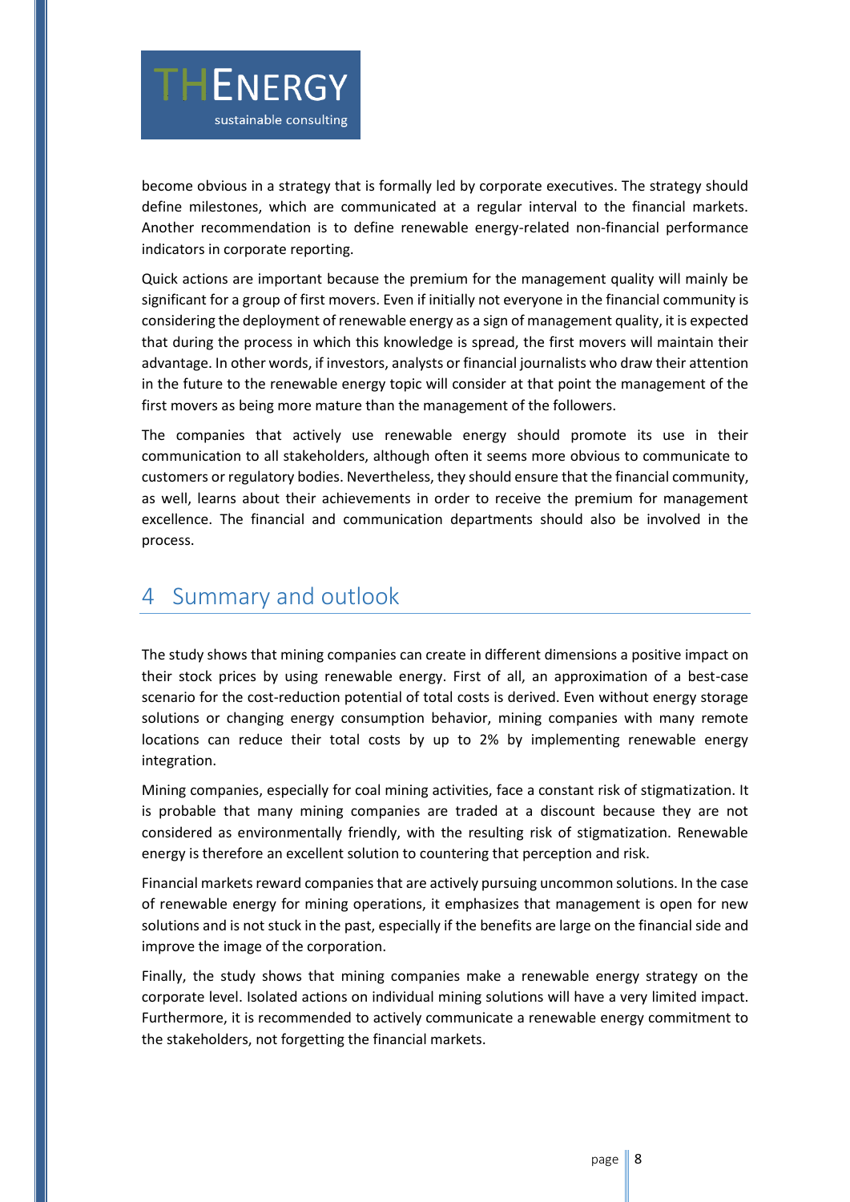become obvious in a strategy that is formally led by corporate executives. The strategy should define milestones, which are communicated at a regular interval to the financial markets. Another recommendation is to define renewable energy-related non-financial performance indicators in corporate reporting.

Quick actions are important because the premium for the management quality will mainly be significant for a group of first movers. Even if initially not everyone in the financial community is considering the deployment of renewable energy as a sign of management quality, it is expected that during the process in which this knowledge is spread, the first movers will maintain their advantage. In other words, if investors, analysts or financial journalists who draw their attention in the future to the renewable energy topic will consider at that point the management of the first movers as being more mature than the management of the followers.

The companies that actively use renewable energy should promote its use in their communication to all stakeholders, although often it seems more obvious to communicate to customers or regulatory bodies. Nevertheless, they should ensure that the financial community, as well, learns about their achievements in order to receive the premium for management excellence. The financial and communication departments should also be involved in the process.

# 4 Summary and outlook

The study shows that mining companies can create in different dimensions a positive impact on their stock prices by using renewable energy. First of all, an approximation of a best-case scenario for the cost-reduction potential of total costs is derived. Even without energy storage solutions or changing energy consumption behavior, mining companies with many remote locations can reduce their total costs by up to 2% by implementing renewable energy integration.

Mining companies, especially for coal mining activities, face a constant risk of stigmatization. It is probable that many mining companies are traded at a discount because they are not considered as environmentally friendly, with the resulting risk of stigmatization. Renewable energy is therefore an excellent solution to countering that perception and risk.

Financial markets reward companies that are actively pursuing uncommon solutions. In the case of renewable energy for mining operations, it emphasizes that management is open for new solutions and is not stuck in the past, especially if the benefits are large on the financial side and improve the image of the corporation.

Finally, the study shows that mining companies make a renewable energy strategy on the corporate level. Isolated actions on individual mining solutions will have a very limited impact. Furthermore, it is recommended to actively communicate a renewable energy commitment to the stakeholders, not forgetting the financial markets.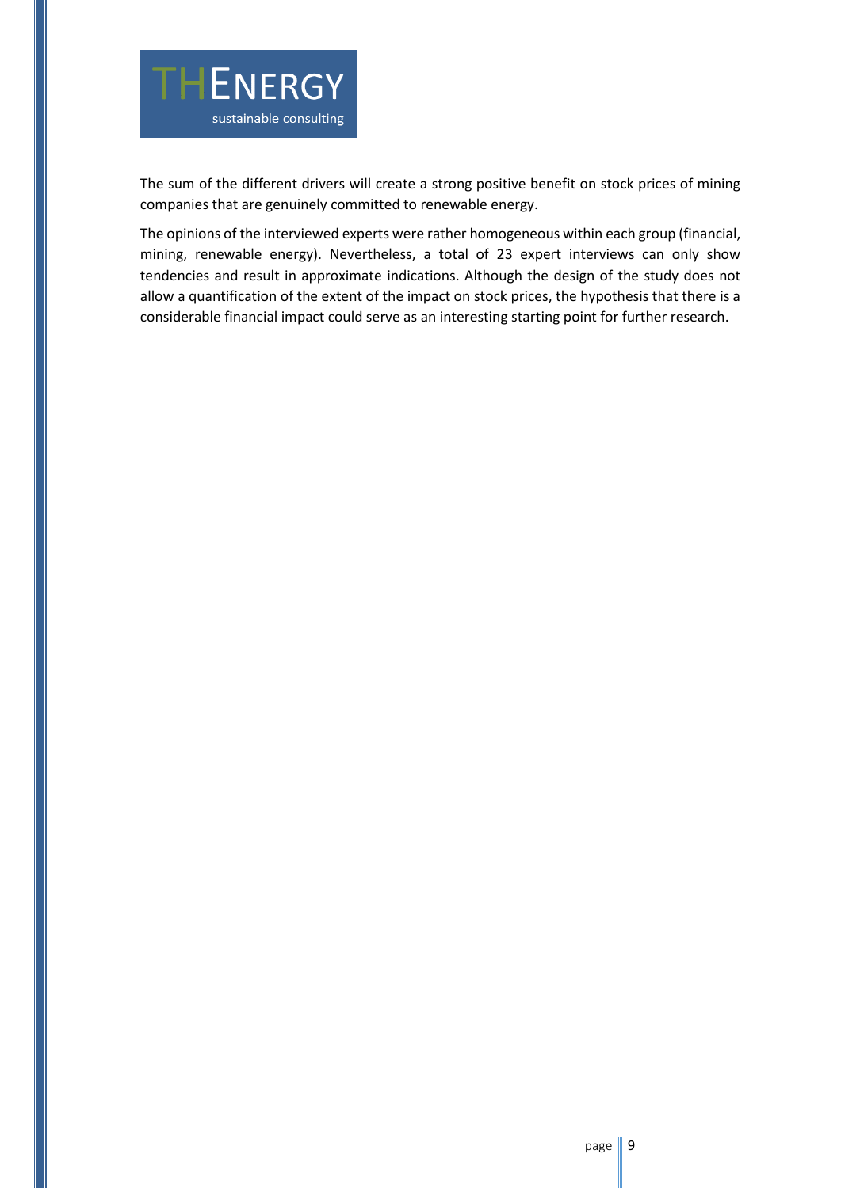The sum of the different drivers will create a strong positive benefit on stock prices of mining companies that are genuinely committed to renewable energy.

The opinions of the interviewed experts were rather homogeneous within each group (financial, mining, renewable energy). Nevertheless, a total of 23 expert interviews can only show tendencies and result in approximate indications. Although the design of the study does not allow a quantification of the extent of the impact on stock prices, the hypothesis that there is a considerable financial impact could serve as an interesting starting point for further research.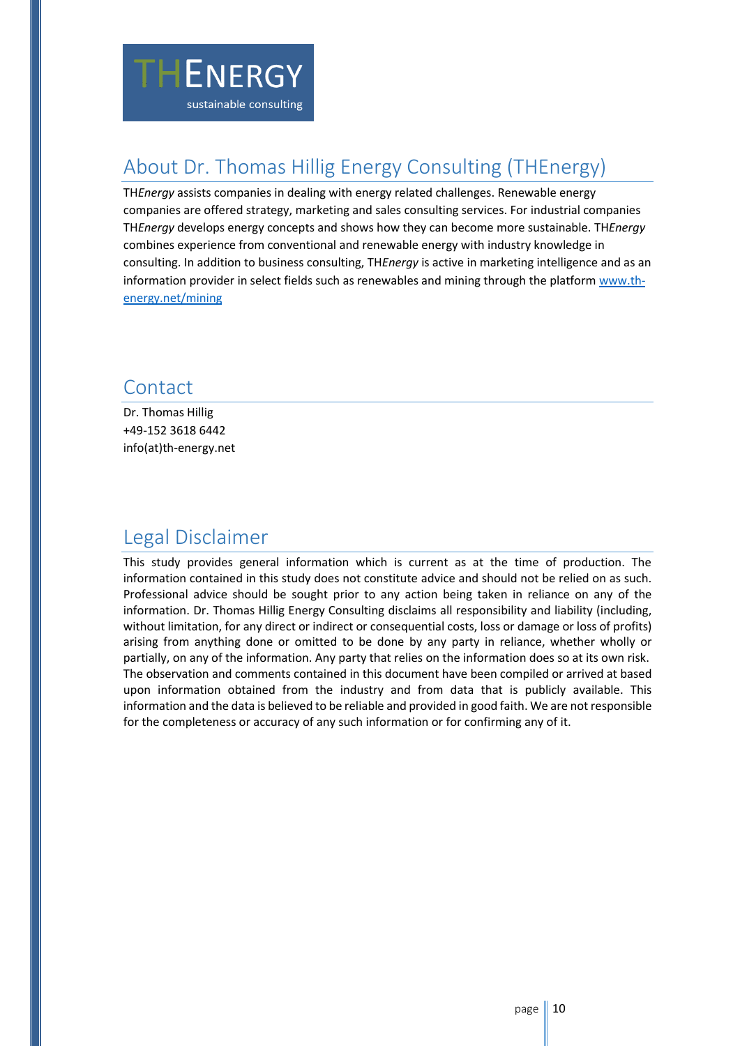THENERGY
sustainable consulting

## About Dr. Thomas Hillig Energy Consulting (THEnergy)

TH*Energy* assists companies in dealing with energy related challenges. Renewable energy companies are offered strategy, marketing and sales consulting services. For industrial companies TH*Energy* develops energy concepts and shows how they can become more sustainable. TH*Energy* combines experience from conventional and renewable energy with industry knowledge in consulting. In addition to business consulting, TH*Energy* is active in marketing intelligence and as an information provider in select fields such as renewables and mining through the platform [www.th-energy.net/mining](http://www.th-energy.net/mining)

## Contact

Dr. Thomas Hillig
+49-152 3618 6442
info(at)th-energy.net

## Legal Disclaimer

This study provides general information which is current as at the time of production. The information contained in this study does not constitute advice and should not be relied on as such. Professional advice should be sought prior to any action being taken in reliance on any of the information. Dr. Thomas Hillig Energy Consulting disclaims all responsibility and liability (including, without limitation, for any direct or indirect or consequential costs, loss or damage or loss of profits) arising from anything done or omitted to be done by any party in reliance, whether wholly or partially, on any of the information. Any party that relies on the information does so at its own risk. The observation and comments contained in this document have been compiled or arrived at based upon information obtained from the industry and from data that is publicly available. This information and the data is believed to be reliable and provided in good faith. We are not responsible for the completeness or accuracy of any such information or for confirming any of it.